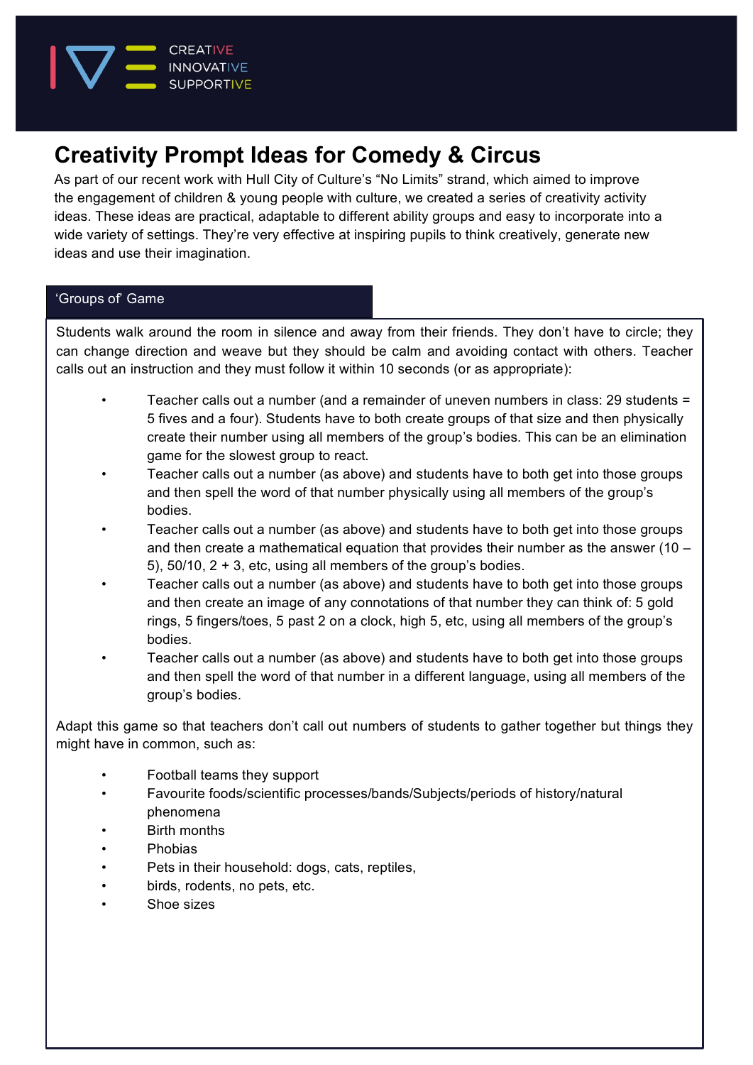# Creativity Prompt Ideas for Comedy & Circus

As part of our recent work with Hull City of Culture's "No Limits" strand, which aimed to improve the engagement of children & young people with culture, we created a series of creativity activity ideas. These ideas are practical, adaptable to different ability groups and easy to incorporate into a wide variety of settings. They're very effective at inspiring pupils to think creatively, generate new ideas and use their imagination.

## 'Groups of' Game

Students walk around the room in silence and away from their friends. They don't have to circle; they can change direction and weave but they should be calm and avoiding contact with others. Teacher calls out an instruction and they must follow it within 10 seconds (or as appropriate):

- Teacher calls out a number (and a remainder of uneven numbers in class: 29 students = 5 fives and a four). Students have to both create groups of that size and then physically create their number using all members of the group's bodies. This can be an elimination game for the slowest group to react.
- Teacher calls out a number (as above) and students have to both get into those groups and then spell the word of that number physically using all members of the group's bodies.
- Teacher calls out a number (as above) and students have to both get into those groups and then create a mathematical equation that provides their number as the answer (10 – 5), 50/10, 2 + 3, etc, using all members of the group's bodies.
- Teacher calls out a number (as above) and students have to both get into those groups and then create an image of any connotations of that number they can think of: 5 gold rings, 5 fingers/toes, 5 past 2 on a clock, high 5, etc, using all members of the group's bodies.
- Teacher calls out a number (as above) and students have to both get into those groups and then spell the word of that number in a different language, using all members of the group's bodies.

Adapt this game so that teachers don't call out numbers of students to gather together but things they might have in common, such as:

- Football teams they support
- Favourite foods/scientific processes/bands/Subjects/periods of history/natural phenomena
- Birth months
- Phobias
- Pets in their household: dogs, cats, reptiles,
- birds, rodents, no pets, etc.
- Shoe sizes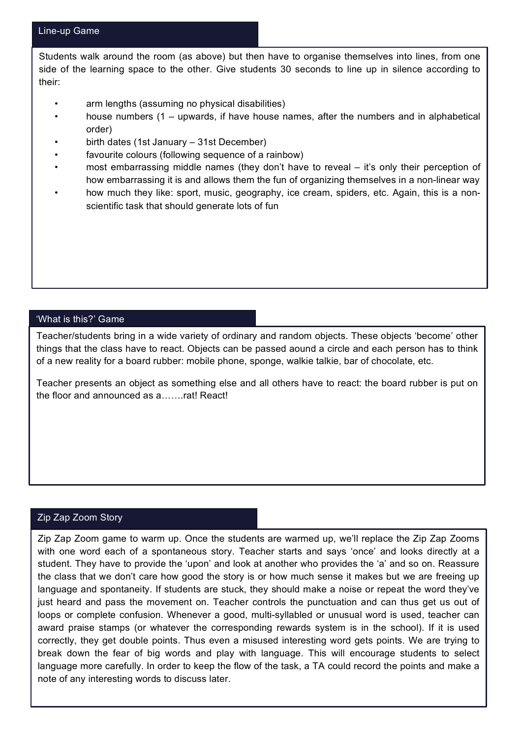## Line-up Game

Students walk around the room (as above) but then have to organise themselves into lines, from one side of the learning space to the other. Give students 30 seconds to line up in silence according to their:

- arm lengths (assuming no physical disabilities)
- house numbers (1 – upwards, if have house names, after the numbers and in alphabetical order)
- birth dates (1st January – 31st December)
- favourite colours (following sequence of a rainbow)
- most embarrassing middle names (they don't have to reveal – it's only their perception of how embarrassing it is and allows them the fun of organizing themselves in a non-linear way
- how much they like: sport, music, geography, ice cream, spiders, etc. Again, this is a non-scientific task that should generate lots of fun

## 'What is this?' Game

Teacher/students bring in a wide variety of ordinary and random objects. These objects 'become' other things that the class have to react. Objects can be passed aound a circle and each person has to think of a new reality for a board rubber: mobile phone, sponge, walkie talkie, bar of chocolate, etc.

Teacher presents an object as something else and all others have to react: the board rubber is put on the floor and announced as a…….rat! React!

## Zip Zap Zoom Story

Zip Zap Zoom game to warm up. Once the students are warmed up, we'll replace the Zip Zap Zooms with one word each of a spontaneous story. Teacher starts and says 'once' and looks directly at a student. They have to provide the 'upon' and look at another who provides the 'a' and so on. Reassure the class that we don't care how good the story is or how much sense it makes but we are freeing up language and spontaneity. If students are stuck, they should make a noise or repeat the word they've just heard and pass the movement on. Teacher controls the punctuation and can thus get us out of loops or complete confusion. Whenever a good, multi-syllabled or unusual word is used, teacher can award praise stamps (or whatever the corresponding rewards system is in the school). If it is used correctly, they get double points. Thus even a misused interesting word gets points. We are trying to break down the fear of big words and play with language. This will encourage students to select language more carefully. In order to keep the flow of the task, a TA could record the points and make a note of any interesting words to discuss later.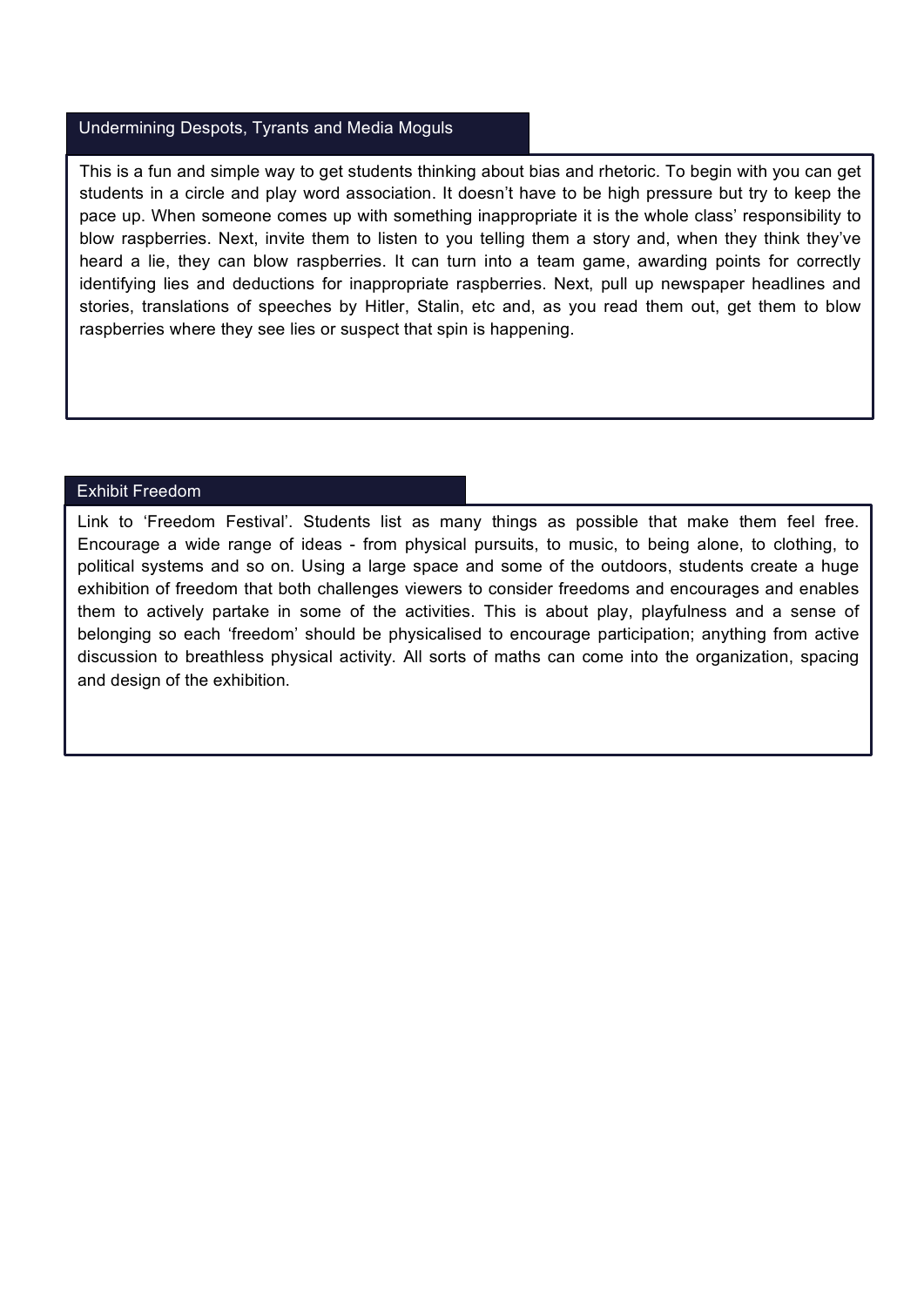## Undermining Despots, Tyrants and Media Moguls

This is a fun and simple way to get students thinking about bias and rhetoric. To begin with you can get students in a circle and play word association. It doesn't have to be high pressure but try to keep the pace up. When someone comes up with something inappropriate it is the whole class' responsibility to blow raspberries. Next, invite them to listen to you telling them a story and, when they think they've heard a lie, they can blow raspberries. It can turn into a team game, awarding points for correctly identifying lies and deductions for inappropriate raspberries. Next, pull up newspaper headlines and stories, translations of speeches by Hitler, Stalin, etc and, as you read them out, get them to blow raspberries where they see lies or suspect that spin is happening.

## Exhibit Freedom

Link to 'Freedom Festival'. Students list as many things as possible that make them feel free. Encourage a wide range of ideas - from physical pursuits, to music, to being alone, to clothing, to political systems and so on. Using a large space and some of the outdoors, students create a huge exhibition of freedom that both challenges viewers to consider freedoms and encourages and enables them to actively partake in some of the activities. This is about play, playfulness and a sense of belonging so each 'freedom' should be physicalised to encourage participation; anything from active discussion to breathless physical activity. All sorts of maths can come into the organization, spacing and design of the exhibition.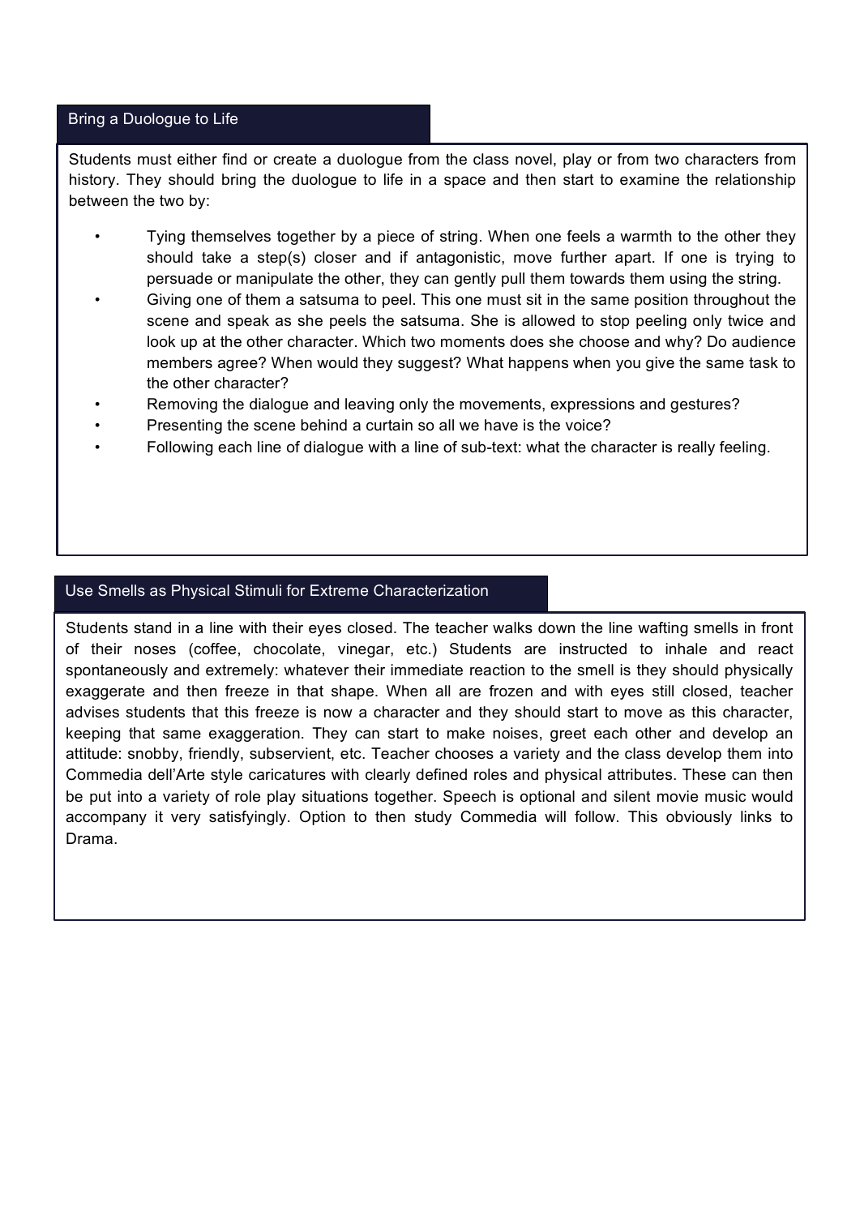## Bring a Duologue to Life

Students must either find or create a duologue from the class novel, play or from two characters from history. They should bring the duologue to life in a space and then start to examine the relationship between the two by:

- Tying themselves together by a piece of string. When one feels a warmth to the other they should take a step(s) closer and if antagonistic, move further apart. If one is trying to persuade or manipulate the other, they can gently pull them towards them using the string.
- Giving one of them a satsuma to peel. This one must sit in the same position throughout the scene and speak as she peels the satsuma. She is allowed to stop peeling only twice and look up at the other character. Which two moments does she choose and why? Do audience members agree? When would they suggest? What happens when you give the same task to the other character?
- Removing the dialogue and leaving only the movements, expressions and gestures?
- Presenting the scene behind a curtain so all we have is the voice?
- Following each line of dialogue with a line of sub-text: what the character is really feeling.

## Use Smells as Physical Stimuli for Extreme Characterization

Students stand in a line with their eyes closed. The teacher walks down the line wafting smells in front of their noses (coffee, chocolate, vinegar, etc.) Students are instructed to inhale and react spontaneously and extremely: whatever their immediate reaction to the smell is they should physically exaggerate and then freeze in that shape. When all are frozen and with eyes still closed, teacher advises students that this freeze is now a character and they should start to move as this character, keeping that same exaggeration. They can start to make noises, greet each other and develop an attitude: snobby, friendly, subservient, etc. Teacher chooses a variety and the class develop them into Commedia dell'Arte style caricatures with clearly defined roles and physical attributes. These can then be put into a variety of role play situations together. Speech is optional and silent movie music would accompany it very satisfyingly. Option to then study Commedia will follow. This obviously links to Drama.